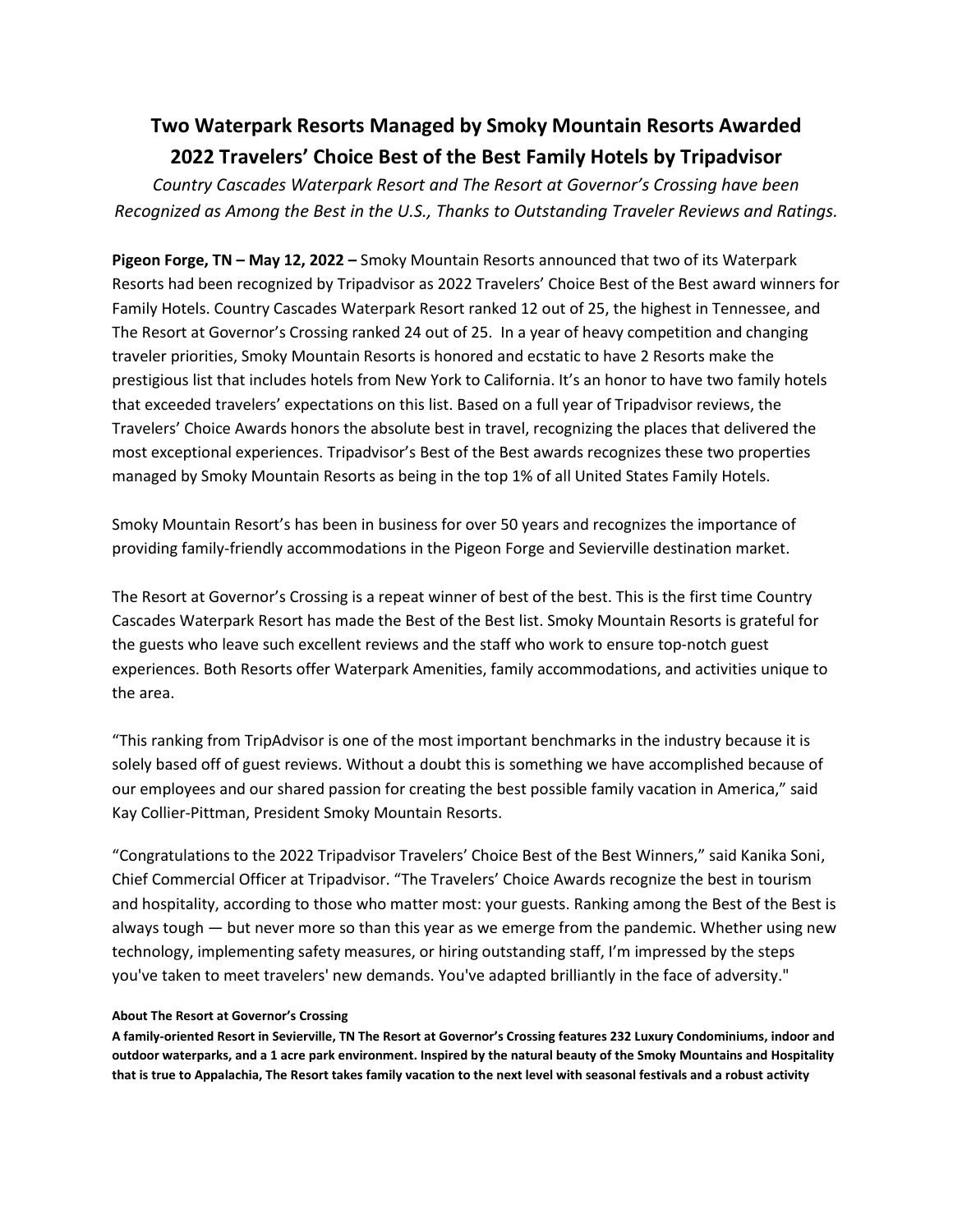# Two Waterpark Resorts Managed by Smoky Mountain Resorts Awarded 2022 Travelers' Choice Best of the Best Family Hotels by Tripadvisor

*Country Cascades Waterpark Resort and The Resort at Governor's Crossing have been Recognized as Among the Best in the U.S., Thanks to Outstanding Traveler Reviews and Ratings.*

**Pigeon Forge, TN – May 12, 2022 –** Smoky Mountain Resorts announced that two of its Waterpark Resorts had been recognized by Tripadvisor as 2022 Travelers' Choice Best of the Best award winners for Family Hotels. Country Cascades Waterpark Resort ranked 12 out of 25, the highest in Tennessee, and The Resort at Governor's Crossing ranked 24 out of 25. In a year of heavy competition and changing traveler priorities, Smoky Mountain Resorts is honored and ecstatic to have 2 Resorts make the prestigious list that includes hotels from New York to California. It's an honor to have two family hotels that exceeded travelers' expectations on this list. Based on a full year of Tripadvisor reviews, the Travelers' Choice Awards honors the absolute best in travel, recognizing the places that delivered the most exceptional experiences. Tripadvisor's Best of the Best awards recognizes these two properties managed by Smoky Mountain Resorts as being in the top 1% of all United States Family Hotels.

Smoky Mountain Resort's has been in business for over 50 years and recognizes the importance of providing family-friendly accommodations in the Pigeon Forge and Sevierville destination market.

The Resort at Governor's Crossing is a repeat winner of best of the best. This is the first time Country Cascades Waterpark Resort has made the Best of the Best list. Smoky Mountain Resorts is grateful for the guests who leave such excellent reviews and the staff who work to ensure top-notch guest experiences. Both Resorts offer Waterpark Amenities, family accommodations, and activities unique to the area.

"This ranking from TripAdvisor is one of the most important benchmarks in the industry because it is solely based off of guest reviews. Without a doubt this is something we have accomplished because of our employees and our shared passion for creating the best possible family vacation in America," said Kay Collier-Pittman, President Smoky Mountain Resorts.

"Congratulations to the 2022 Tripadvisor Travelers' Choice Best of the Best Winners," said Kanika Soni, Chief Commercial Officer at Tripadvisor. "The Travelers' Choice Awards recognize the best in tourism and hospitality, according to those who matter most: your guests. Ranking among the Best of the Best is always tough — but never more so than this year as we emerge from the pandemic. Whether using new technology, implementing safety measures, or hiring outstanding staff, I'm impressed by the steps you've taken to meet travelers' new demands. You've adapted brilliantly in the face of adversity."

**About The Resort at Governor's Crossing**

**A family-oriented Resort in Sevierville, TN The Resort at Governor's Crossing features 232 Luxury Condominiums, indoor and outdoor waterparks, and a 1 acre park environment. Inspired by the natural beauty of the Smoky Mountains and Hospitality that is true to Appalachia, The Resort takes family vacation to the next level with seasonal festivals and a robust activity**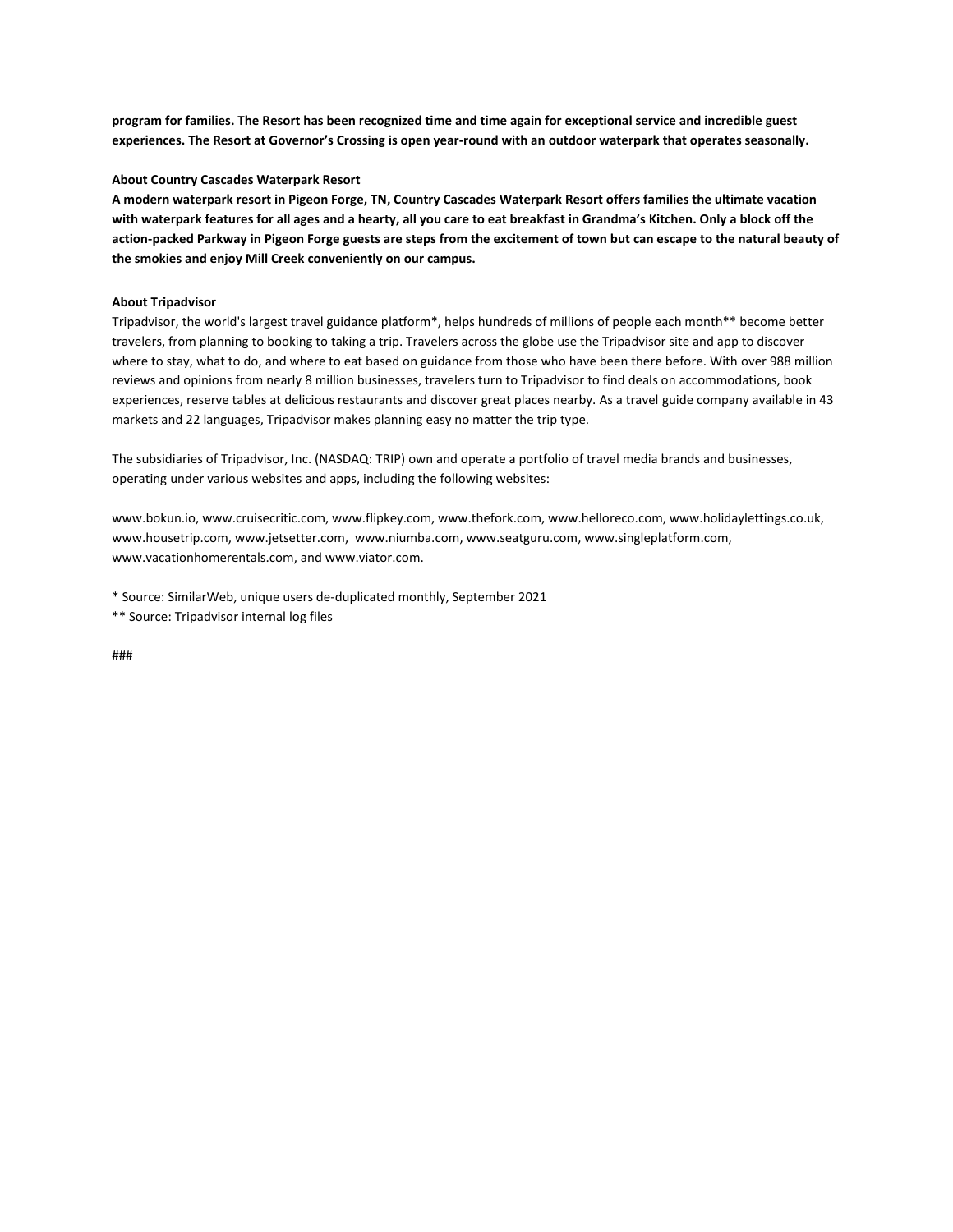**program for families. The Resort has been recognized time and time again for exceptional service and incredible guest experiences. The Resort at Governor's Crossing is open year-round with an outdoor waterpark that operates seasonally.**

**About Country Cascades Waterpark Resort**

**A modern waterpark resort in Pigeon Forge, TN, Country Cascades Waterpark Resort offers families the ultimate vacation with waterpark features for all ages and a hearty, all you care to eat breakfast in Grandma's Kitchen. Only a block off the action-packed Parkway in Pigeon Forge guests are steps from the excitement of town but can escape to the natural beauty of the smokies and enjoy Mill Creek conveniently on our campus.**

**About Tripadvisor**

Tripadvisor, the world's largest travel guidance platform*, helps hundreds of millions of people each month** become better travelers, from planning to booking to taking a trip. Travelers across the globe use the Tripadvisor site and app to discover where to stay, what to do, and where to eat based on guidance from those who have been there before. With over 988 million reviews and opinions from nearly 8 million businesses, travelers turn to Tripadvisor to find deals on accommodations, book experiences, reserve tables at delicious restaurants and discover great places nearby. As a travel guide company available in 43 markets and 22 languages, Tripadvisor makes planning easy no matter the trip type.

The subsidiaries of Tripadvisor, Inc. (NASDAQ: TRIP) own and operate a portfolio of travel media brands and businesses, operating under various websites and apps, including the following websites:

www.bokun.io, www.cruisecritic.com, www.flipkey.com, www.thefork.com, www.helloreco.com, www.holidaylettings.co.uk, www.housetrip.com, www.jetsetter.com, www.niumba.com, www.seatguru.com, www.singleplatform.com, www.vacationhomerentals.com, and www.viator.com.

* Source: SimilarWeb, unique users de-duplicated monthly, September 2021
** Source: Tripadvisor internal log files

###